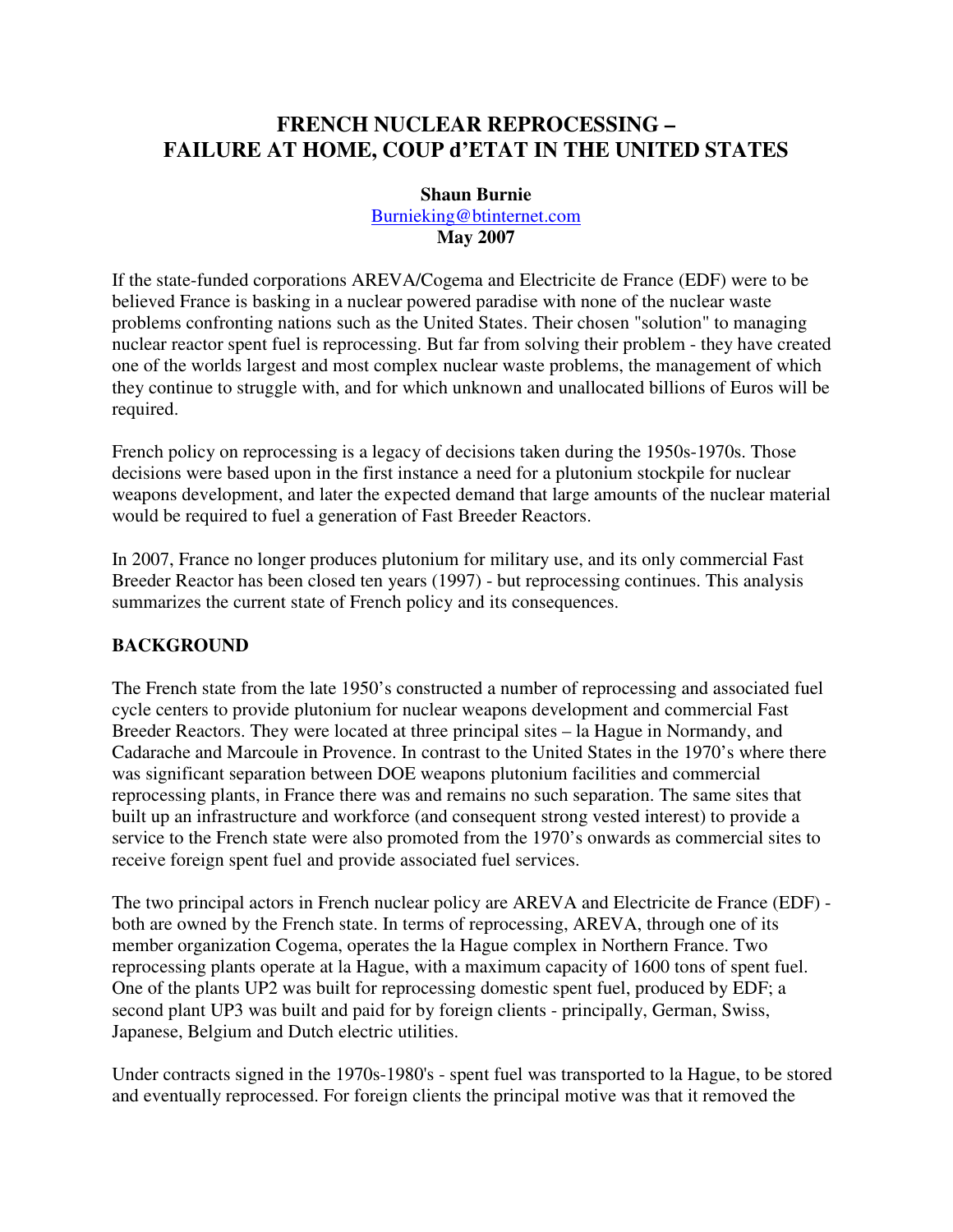# FRENCH NUCLEAR REPROCESSING – FAILURE AT HOME, COUP d'ETAT IN THE UNITED STATES

**Shaun Burnie**
Burnieking@btinternet.com
**May 2007**

If the state-funded corporations AREVA/Cogema and Electricite de France (EDF) were to be believed France is basking in a nuclear powered paradise with none of the nuclear waste problems confronting nations such as the United States. Their chosen "solution" to managing nuclear reactor spent fuel is reprocessing. But far from solving their problem - they have created one of the worlds largest and most complex nuclear waste problems, the management of which they continue to struggle with, and for which unknown and unallocated billions of Euros will be required.

French policy on reprocessing is a legacy of decisions taken during the 1950s-1970s. Those decisions were based upon in the first instance a need for a plutonium stockpile for nuclear weapons development, and later the expected demand that large amounts of the nuclear material would be required to fuel a generation of Fast Breeder Reactors.

In 2007, France no longer produces plutonium for military use, and its only commercial Fast Breeder Reactor has been closed ten years (1997) - but reprocessing continues. This analysis summarizes the current state of French policy and its consequences.

## BACKGROUND

The French state from the late 1950's constructed a number of reprocessing and associated fuel cycle centers to provide plutonium for nuclear weapons development and commercial Fast Breeder Reactors. They were located at three principal sites – la Hague in Normandy, and Cadarache and Marcoule in Provence. In contrast to the United States in the 1970's where there was significant separation between DOE weapons plutonium facilities and commercial reprocessing plants, in France there was and remains no such separation. The same sites that built up an infrastructure and workforce (and consequent strong vested interest) to provide a service to the French state were also promoted from the 1970's onwards as commercial sites to receive foreign spent fuel and provide associated fuel services.

The two principal actors in French nuclear policy are AREVA and Electricite de France (EDF) - both are owned by the French state. In terms of reprocessing, AREVA, through one of its member organization Cogema, operates the la Hague complex in Northern France. Two reprocessing plants operate at la Hague, with a maximum capacity of 1600 tons of spent fuel. One of the plants UP2 was built for reprocessing domestic spent fuel, produced by EDF; a second plant UP3 was built and paid for by foreign clients - principally, German, Swiss, Japanese, Belgium and Dutch electric utilities.

Under contracts signed in the 1970s-1980's - spent fuel was transported to la Hague, to be stored and eventually reprocessed. For foreign clients the principal motive was that it removed the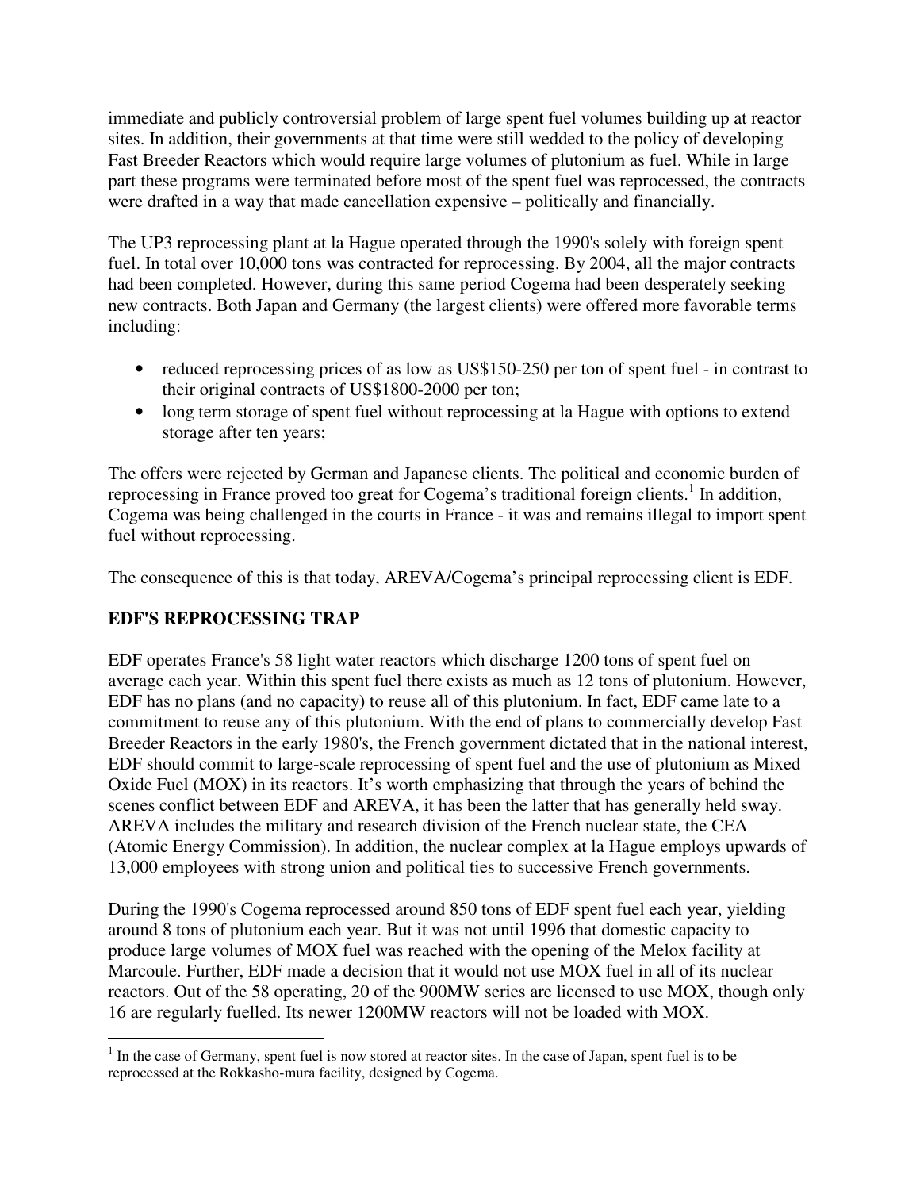immediate and publicly controversial problem of large spent fuel volumes building up at reactor sites. In addition, their governments at that time were still wedded to the policy of developing Fast Breeder Reactors which would require large volumes of plutonium as fuel. While in large part these programs were terminated before most of the spent fuel was reprocessed, the contracts were drafted in a way that made cancellation expensive – politically and financially.

The UP3 reprocessing plant at la Hague operated through the 1990's solely with foreign spent fuel. In total over 10,000 tons was contracted for reprocessing. By 2004, all the major contracts had been completed. However, during this same period Cogema had been desperately seeking new contracts. Both Japan and Germany (the largest clients) were offered more favorable terms including:

- reduced reprocessing prices of as low as US$150-250 per ton of spent fuel - in contrast to their original contracts of US$1800-2000 per ton;
- long term storage of spent fuel without reprocessing at la Hague with options to extend storage after ten years;

The offers were rejected by German and Japanese clients. The political and economic burden of reprocessing in France proved too great for Cogema's traditional foreign clients.[1] In addition, Cogema was being challenged in the courts in France - it was and remains illegal to import spent fuel without reprocessing.

The consequence of this is that today, AREVA/Cogema's principal reprocessing client is EDF.

## EDF'S REPROCESSING TRAP

EDF operates France's 58 light water reactors which discharge 1200 tons of spent fuel on average each year. Within this spent fuel there exists as much as 12 tons of plutonium. However, EDF has no plans (and no capacity) to reuse all of this plutonium. In fact, EDF came late to a commitment to reuse any of this plutonium. With the end of plans to commercially develop Fast Breeder Reactors in the early 1980's, the French government dictated that in the national interest, EDF should commit to large-scale reprocessing of spent fuel and the use of plutonium as Mixed Oxide Fuel (MOX) in its reactors. It's worth emphasizing that through the years of behind the scenes conflict between EDF and AREVA, it has been the latter that has generally held sway. AREVA includes the military and research division of the French nuclear state, the CEA (Atomic Energy Commission). In addition, the nuclear complex at la Hague employs upwards of 13,000 employees with strong union and political ties to successive French governments.

During the 1990's Cogema reprocessed around 850 tons of EDF spent fuel each year, yielding around 8 tons of plutonium each year. But it was not until 1996 that domestic capacity to produce large volumes of MOX fuel was reached with the opening of the Melox facility at Marcoule. Further, EDF made a decision that it would not use MOX fuel in all of its nuclear reactors. Out of the 58 operating, 20 of the 900MW series are licensed to use MOX, though only 16 are regularly fuelled. Its newer 1200MW reactors will not be loaded with MOX.

---

[1] In the case of Germany, spent fuel is now stored at reactor sites. In the case of Japan, spent fuel is to be reprocessed at the Rokkasho-mura facility, designed by Cogema.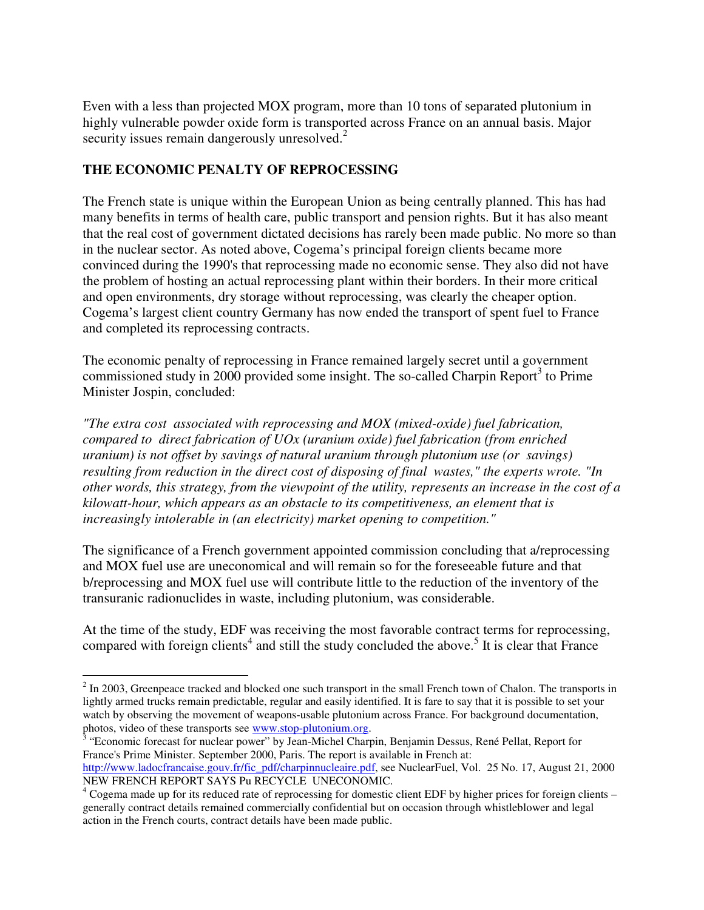Even with a less than projected MOX program, more than 10 tons of separated plutonium in highly vulnerable powder oxide form is transported across France on an annual basis. Major security issues remain dangerously unresolved.[2]

## THE ECONOMIC PENALTY OF REPROCESSING

The French state is unique within the European Union as being centrally planned. This has had many benefits in terms of health care, public transport and pension rights. But it has also meant that the real cost of government dictated decisions has rarely been made public. No more so than in the nuclear sector. As noted above, Cogema's principal foreign clients became more convinced during the 1990's that reprocessing made no economic sense. They also did not have the problem of hosting an actual reprocessing plant within their borders. In their more critical and open environments, dry storage without reprocessing, was clearly the cheaper option. Cogema's largest client country Germany has now ended the transport of spent fuel to France and completed its reprocessing contracts.

The economic penalty of reprocessing in France remained largely secret until a government commissioned study in 2000 provided some insight. The so-called Charpin Report[3] to Prime Minister Jospin, concluded:

*"The extra cost associated with reprocessing and MOX (mixed-oxide) fuel fabrication, compared to direct fabrication of UOx (uranium oxide) fuel fabrication (from enriched uranium) is not offset by savings of natural uranium through plutonium use (or savings) resulting from reduction in the direct cost of disposing of final wastes," the experts wrote. "In other words, this strategy, from the viewpoint of the utility, represents an increase in the cost of a kilowatt-hour, which appears as an obstacle to its competitiveness, an element that is increasingly intolerable in (an electricity) market opening to competition."*

The significance of a French government appointed commission concluding that a/reprocessing and MOX fuel use are uneconomical and will remain so for the foreseeable future and that b/reprocessing and MOX fuel use will contribute little to the reduction of the inventory of the transuranic radionuclides in waste, including plutonium, was considerable.

At the time of the study, EDF was receiving the most favorable contract terms for reprocessing, compared with foreign clients[4] and still the study concluded the above.[5] It is clear that France

---

[2] In 2003, Greenpeace tracked and blocked one such transport in the small French town of Chalon. The transports in lightly armed trucks remain predictable, regular and easily identified. It is fare to say that it is possible to set your watch by observing the movement of weapons-usable plutonium across France. For background documentation, photos, video of these transports see www.stop-plutonium.org.

[3] "Economic forecast for nuclear power" by Jean-Michel Charpin, Benjamin Dessus, René Pellat, Report for France's Prime Minister. September 2000, Paris. The report is available in French at: http://www.ladocfrancaise.gouv.fr/fic_pdf/charpinnucleaire.pdf, see NuclearFuel, Vol. 25 No. 17, August 21, 2000 NEW FRENCH REPORT SAYS Pu RECYCLE UNECONOMIC.

[4] Cogema made up for its reduced rate of reprocessing for domestic client EDF by higher prices for foreign clients – generally contract details remained commercially confidential but on occasion through whistleblower and legal action in the French courts, contract details have been made public.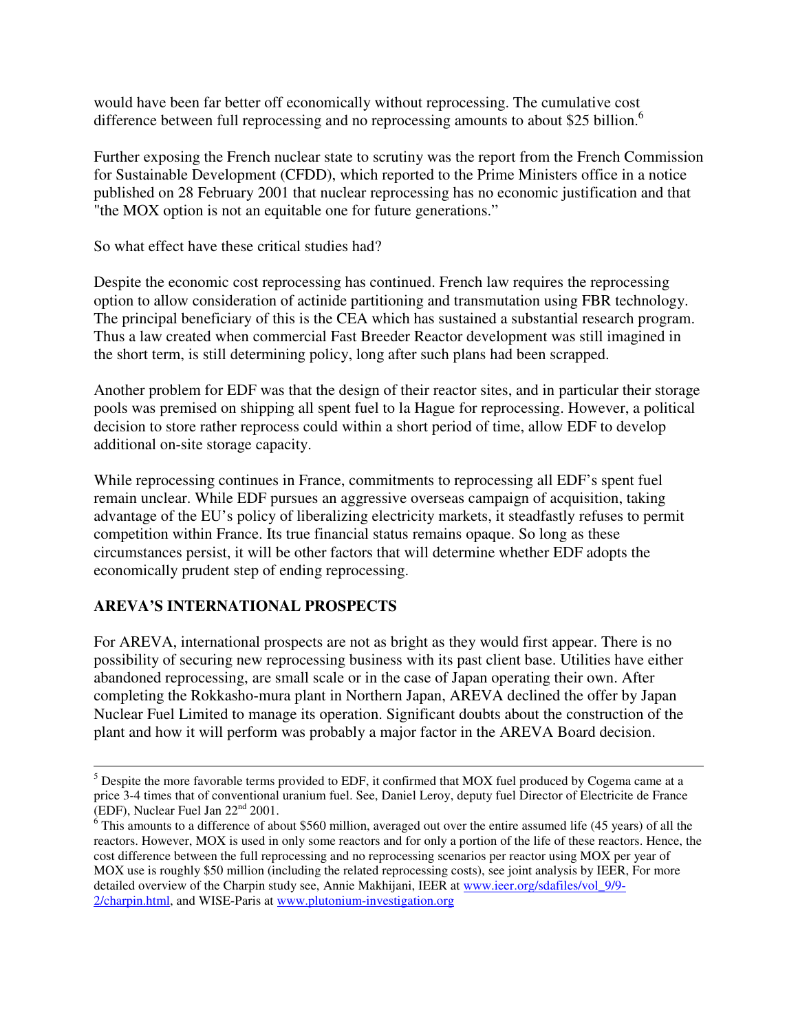would have been far better off economically without reprocessing. The cumulative cost difference between full reprocessing and no reprocessing amounts to about $25 billion.[6]

Further exposing the French nuclear state to scrutiny was the report from the French Commission for Sustainable Development (CFDD), which reported to the Prime Ministers office in a notice published on 28 February 2001 that nuclear reprocessing has no economic justification and that "the MOX option is not an equitable one for future generations."

So what effect have these critical studies had?

Despite the economic cost reprocessing has continued. French law requires the reprocessing option to allow consideration of actinide partitioning and transmutation using FBR technology. The principal beneficiary of this is the CEA which has sustained a substantial research program. Thus a law created when commercial Fast Breeder Reactor development was still imagined in the short term, is still determining policy, long after such plans had been scrapped.

Another problem for EDF was that the design of their reactor sites, and in particular their storage pools was premised on shipping all spent fuel to la Hague for reprocessing. However, a political decision to store rather reprocess could within a short period of time, allow EDF to develop additional on-site storage capacity.

While reprocessing continues in France, commitments to reprocessing all EDF's spent fuel remain unclear. While EDF pursues an aggressive overseas campaign of acquisition, taking advantage of the EU's policy of liberalizing electricity markets, it steadfastly refuses to permit competition within France. Its true financial status remains opaque. So long as these circumstances persist, it will be other factors that will determine whether EDF adopts the economically prudent step of ending reprocessing.

## AREVA'S INTERNATIONAL PROSPECTS

For AREVA, international prospects are not as bright as they would first appear. There is no possibility of securing new reprocessing business with its past client base. Utilities have either abandoned reprocessing, are small scale or in the case of Japan operating their own. After completing the Rokkasho-mura plant in Northern Japan, AREVA declined the offer by Japan Nuclear Fuel Limited to manage its operation. Significant doubts about the construction of the plant and how it will perform was probably a major factor in the AREVA Board decision.

---

[5] Despite the more favorable terms provided to EDF, it confirmed that MOX fuel produced by Cogema came at a price 3-4 times that of conventional uranium fuel. See, Daniel Leroy, deputy fuel Director of Electricite de France (EDF), Nuclear Fuel Jan 22nd 2001.

[6] This amounts to a difference of about $560 million, averaged out over the entire assumed life (45 years) of all the reactors. However, MOX is used in only some reactors and for only a portion of the life of these reactors. Hence, the cost difference between the full reprocessing and no reprocessing scenarios per reactor using MOX per year of MOX use is roughly $50 million (including the related reprocessing costs), see joint analysis by IEER, For more detailed overview of the Charpin study see, Annie Makhijani, IEER at www.ieer.org/sdafiles/vol_9/9-2/charpin.html, and WISE-Paris at www.plutonium-investigation.org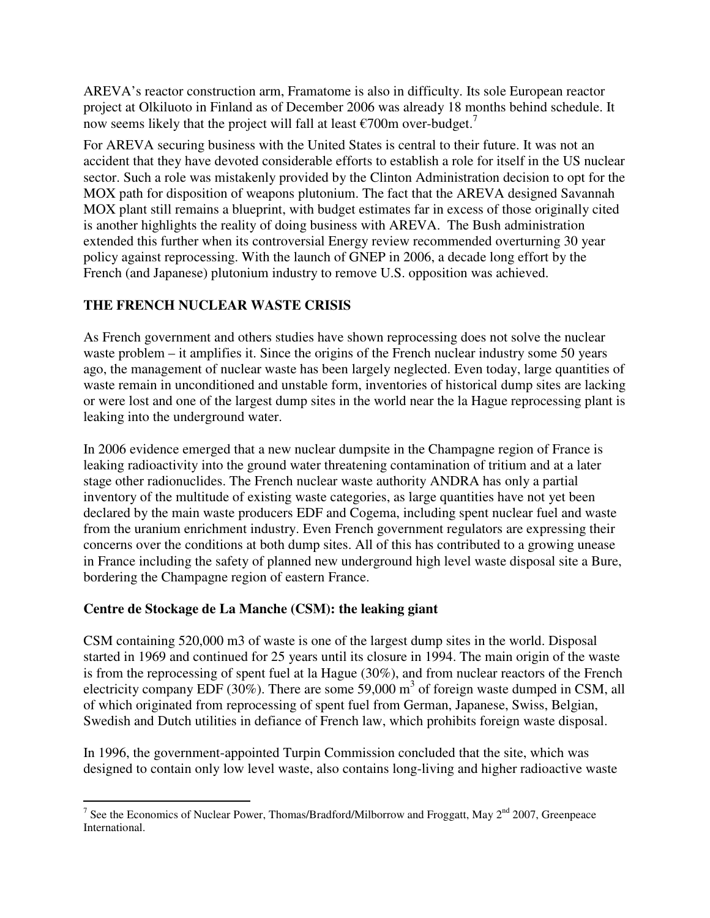AREVA's reactor construction arm, Framatome is also in difficulty. Its sole European reactor project at Olkiluoto in Finland as of December 2006 was already 18 months behind schedule. It now seems likely that the project will fall at least €700m over-budget.[7]

For AREVA securing business with the United States is central to their future. It was not an accident that they have devoted considerable efforts to establish a role for itself in the US nuclear sector. Such a role was mistakenly provided by the Clinton Administration decision to opt for the MOX path for disposition of weapons plutonium. The fact that the AREVA designed Savannah MOX plant still remains a blueprint, with budget estimates far in excess of those originally cited is another highlights the reality of doing business with AREVA. The Bush administration extended this further when its controversial Energy review recommended overturning 30 year policy against reprocessing. With the launch of GNEP in 2006, a decade long effort by the French (and Japanese) plutonium industry to remove U.S. opposition was achieved.

## THE FRENCH NUCLEAR WASTE CRISIS

As French government and others studies have shown reprocessing does not solve the nuclear waste problem – it amplifies it. Since the origins of the French nuclear industry some 50 years ago, the management of nuclear waste has been largely neglected. Even today, large quantities of waste remain in unconditioned and unstable form, inventories of historical dump sites are lacking or were lost and one of the largest dump sites in the world near the la Hague reprocessing plant is leaking into the underground water.

In 2006 evidence emerged that a new nuclear dumpsite in the Champagne region of France is leaking radioactivity into the ground water threatening contamination of tritium and at a later stage other radionuclides. The French nuclear waste authority ANDRA has only a partial inventory of the multitude of existing waste categories, as large quantities have not yet been declared by the main waste producers EDF and Cogema, including spent nuclear fuel and waste from the uranium enrichment industry. Even French government regulators are expressing their concerns over the conditions at both dump sites. All of this has contributed to a growing unease in France including the safety of planned new underground high level waste disposal site a Bure, bordering the Champagne region of eastern France.

### Centre de Stockage de La Manche (CSM): the leaking giant

CSM containing 520,000 m3 of waste is one of the largest dump sites in the world. Disposal started in 1969 and continued for 25 years until its closure in 1994. The main origin of the waste is from the reprocessing of spent fuel at la Hague (30%), and from nuclear reactors of the French electricity company EDF (30%). There are some 59,000 $m^3$ of foreign waste dumped in CSM, all of which originated from reprocessing of spent fuel from German, Japanese, Swiss, Belgian, Swedish and Dutch utilities in defiance of French law, which prohibits foreign waste disposal.

In 1996, the government-appointed Turpin Commission concluded that the site, which was designed to contain only low level waste, also contains long-living and higher radioactive waste

---

[7] See the Economics of Nuclear Power, Thomas/Bradford/Milborrow and Froggatt, May 2nd 2007, Greenpeace International.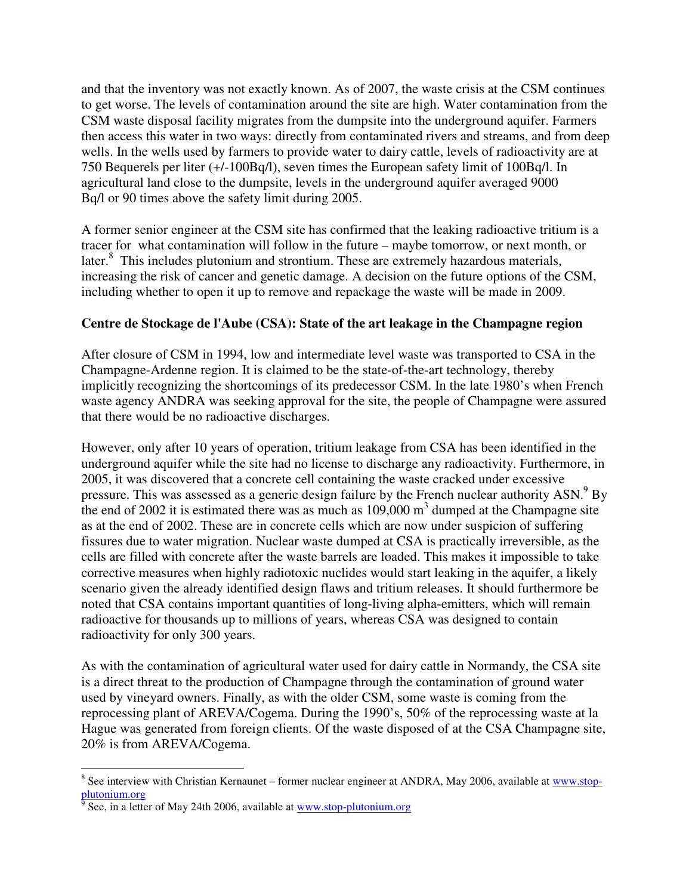and that the inventory was not exactly known. As of 2007, the waste crisis at the CSM continues to get worse. The levels of contamination around the site are high. Water contamination from the CSM waste disposal facility migrates from the dumpsite into the underground aquifer. Farmers then access this water in two ways: directly from contaminated rivers and streams, and from deep wells. In the wells used by farmers to provide water to dairy cattle, levels of radioactivity are at 750 Bequerels per liter (+/-100Bq/l), seven times the European safety limit of 100Bq/l. In agricultural land close to the dumpsite, levels in the underground aquifer averaged 9000 Bq/l or 90 times above the safety limit during 2005.

A former senior engineer at the CSM site has confirmed that the leaking radioactive tritium is a tracer for what contamination will follow in the future – maybe tomorrow, or next month, or later.[8] This includes plutonium and strontium. These are extremely hazardous materials, increasing the risk of cancer and genetic damage. A decision on the future options of the CSM, including whether to open it up to remove and repackage the waste will be made in 2009.

**Centre de Stockage de l'Aube (CSA): State of the art leakage in the Champagne region**

After closure of CSM in 1994, low and intermediate level waste was transported to CSA in the Champagne-Ardenne region. It is claimed to be the state-of-the-art technology, thereby implicitly recognizing the shortcomings of its predecessor CSM. In the late 1980's when French waste agency ANDRA was seeking approval for the site, the people of Champagne were assured that there would be no radioactive discharges.

However, only after 10 years of operation, tritium leakage from CSA has been identified in the underground aquifer while the site had no license to discharge any radioactivity. Furthermore, in 2005, it was discovered that a concrete cell containing the waste cracked under excessive pressure. This was assessed as a generic design failure by the French nuclear authority ASN.[9] By the end of 2002 it is estimated there was as much as 109,000 $m^3$ dumped at the Champagne site as at the end of 2002. These are in concrete cells which are now under suspicion of suffering fissures due to water migration. Nuclear waste dumped at CSA is practically irreversible, as the cells are filled with concrete after the waste barrels are loaded. This makes it impossible to take corrective measures when highly radiotoxic nuclides would start leaking in the aquifer, a likely scenario given the already identified design flaws and tritium releases. It should furthermore be noted that CSA contains important quantities of long-living alpha-emitters, which will remain radioactive for thousands up to millions of years, whereas CSA was designed to contain radioactivity for only 300 years.

As with the contamination of agricultural water used for dairy cattle in Normandy, the CSA site is a direct threat to the production of Champagne through the contamination of ground water used by vineyard owners. Finally, as with the older CSM, some waste is coming from the reprocessing plant of AREVA/Cogema. During the 1990's, 50% of the reprocessing waste at la Hague was generated from foreign clients. Of the waste disposed of at the CSA Champagne site, 20% is from AREVA/Cogema.

---

[8] See interview with Christian Kernaunet – former nuclear engineer at ANDRA, May 2006, available at www.stop-plutonium.org

[9] See, in a letter of May 24th 2006, available at www.stop-plutonium.org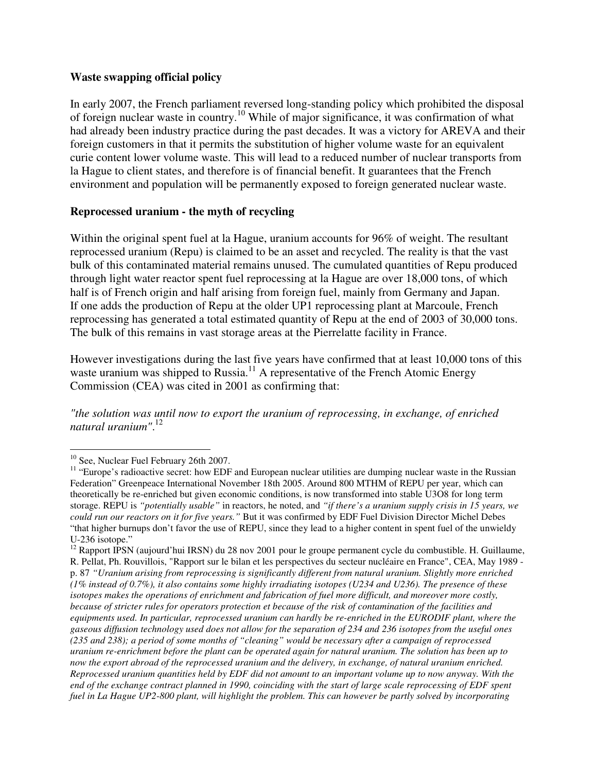**Waste swapping official policy**

In early 2007, the French parliament reversed long-standing policy which prohibited the disposal of foreign nuclear waste in country.[10] While of major significance, it was confirmation of what had already been industry practice during the past decades. It was a victory for AREVA and their foreign customers in that it permits the substitution of higher volume waste for an equivalent curie content lower volume waste. This will lead to a reduced number of nuclear transports from la Hague to client states, and therefore is of financial benefit. It guarantees that the French environment and population will be permanently exposed to foreign generated nuclear waste.

**Reprocessed uranium - the myth of recycling**

Within the original spent fuel at la Hague, uranium accounts for 96% of weight. The resultant reprocessed uranium (Repu) is claimed to be an asset and recycled. The reality is that the vast bulk of this contaminated material remains unused. The cumulated quantities of Repu produced through light water reactor spent fuel reprocessing at la Hague are over 18,000 tons, of which half is of French origin and half arising from foreign fuel, mainly from Germany and Japan. If one adds the production of Repu at the older UP1 reprocessing plant at Marcoule, French reprocessing has generated a total estimated quantity of Repu at the end of 2003 of 30,000 tons. The bulk of this remains in vast storage areas at the Pierrelatte facility in France.

However investigations during the last five years have confirmed that at least 10,000 tons of this waste uranium was shipped to Russia.[11] A representative of the French Atomic Energy Commission (CEA) was cited in 2001 as confirming that:

*"the solution was until now to export the uranium of reprocessing, in exchange, of enriched natural uranium".*[12]

---

[10] See, Nuclear Fuel February 26th 2007.

[11] "Europe's radioactive secret: how EDF and European nuclear utilities are dumping nuclear waste in the Russian Federation" Greenpeace International November 18th 2005. Around 800 MTHM of REPU per year, which can theoretically be re-enriched but given economic conditions, is now transformed into stable $U_3O_8$ for long term storage. REPU is *"potentially usable"* in reactors, he noted, and *"if there's a uranium supply crisis in 15 years, we could run our reactors on it for five years."* But it was confirmed by EDF Fuel Division Director Michel Debes "that higher burnups don't favor the use of REPU, since they lead to a higher content in spent fuel of the unwieldy U-236 isotope."

[12] Rapport IPSN (aujourd'hui IRSN) du 28 nov 2001 pour le groupe permanent cycle du combustible. H. Guillaume, R. Pellat, Ph. Rouvillois, "Rapport sur le bilan et les perspectives du secteur nucléaire en France", CEA, May 1989 - p. 87 *"Uranium arising from reprocessing is significantly different from natural uranium. Slightly more enriched (1% instead of 0.7%), it also contains some highly irradiating isotopes (U234 and U236). The presence of these isotopes makes the operations of enrichment and fabrication of fuel more difficult, and moreover more costly, because of stricter rules for operators protection et because of the risk of contamination of the facilities and equipments used. In particular, reprocessed uranium can hardly be re-enriched in the EURODIF plant, where the gaseous diffusion technology used does not allow for the separation of 234 and 236 isotopes from the useful ones (235 and 238); a period of some months of "cleaning" would be necessary after a campaign of reprocessed uranium re-enrichment before the plant can be operated again for natural uranium. The solution has been up to now the export abroad of the reprocessed uranium and the delivery, in exchange, of natural uranium enriched. Reprocessed uranium quantities held by EDF did not amount to an important volume up to now anyway. With the end of the exchange contract planned in 1990, coinciding with the start of large scale reprocessing of EDF spent fuel in La Hague UP2-800 plant, will highlight the problem. This can however be partly solved by incorporating*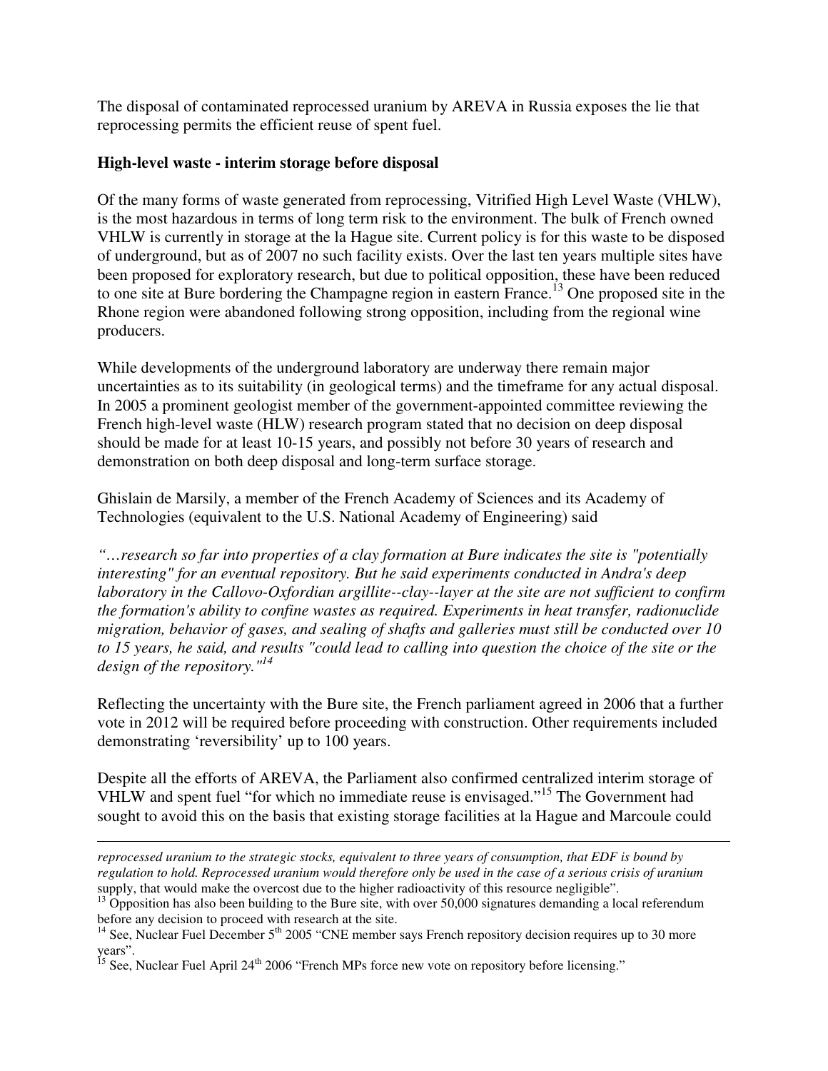The disposal of contaminated reprocessed uranium by AREVA in Russia exposes the lie that reprocessing permits the efficient reuse of spent fuel.

**High-level waste - interim storage before disposal**

Of the many forms of waste generated from reprocessing, Vitrified High Level Waste (VHLW), is the most hazardous in terms of long term risk to the environment. The bulk of French owned VHLW is currently in storage at the la Hague site. Current policy is for this waste to be disposed of underground, but as of 2007 no such facility exists. Over the last ten years multiple sites have been proposed for exploratory research, but due to political opposition, these have been reduced to one site at Bure bordering the Champagne region in eastern France.[13] One proposed site in the Rhone region were abandoned following strong opposition, including from the regional wine producers.

While developments of the underground laboratory are underway there remain major uncertainties as to its suitability (in geological terms) and the timeframe for any actual disposal. In 2005 a prominent geologist member of the government-appointed committee reviewing the French high-level waste (HLW) research program stated that no decision on deep disposal should be made for at least 10-15 years, and possibly not before 30 years of research and demonstration on both deep disposal and long-term surface storage.

Ghislain de Marsily, a member of the French Academy of Sciences and its Academy of Technologies (equivalent to the U.S. National Academy of Engineering) said

*"…research so far into properties of a clay formation at Bure indicates the site is "potentially interesting" for an eventual repository. But he said experiments conducted in Andra's deep laboratory in the Callovo-Oxfordian argillite--clay--layer at the site are not sufficient to confirm the formation's ability to confine wastes as required. Experiments in heat transfer, radionuclide migration, behavior of gases, and sealing of shafts and galleries must still be conducted over 10 to 15 years, he said, and results "could lead to calling into question the choice of the site or the design of the repository."[14]*

Reflecting the uncertainty with the Bure site, the French parliament agreed in 2006 that a further vote in 2012 will be required before proceeding with construction. Other requirements included demonstrating 'reversibility' up to 100 years.

Despite all the efforts of AREVA, the Parliament also confirmed centralized interim storage of VHLW and spent fuel "for which no immediate reuse is envisaged."[15] The Government had sought to avoid this on the basis that existing storage facilities at la Hague and Marcoule could

---

*reprocessed uranium to the strategic stocks, equivalent to three years of consumption, that EDF is bound by regulation to hold. Reprocessed uranium would therefore only be used in the case of a serious crisis of uranium* supply, that would make the overcost due to the higher radioactivity of this resource negligible".

[13] Opposition has also been building to the Bure site, with over 50,000 signatures demanding a local referendum before any decision to proceed with research at the site.

[14] See, Nuclear Fuel December 5th 2005 "CNE member says French repository decision requires up to 30 more years".

[15] See, Nuclear Fuel April 24th 2006 "French MPs force new vote on repository before licensing."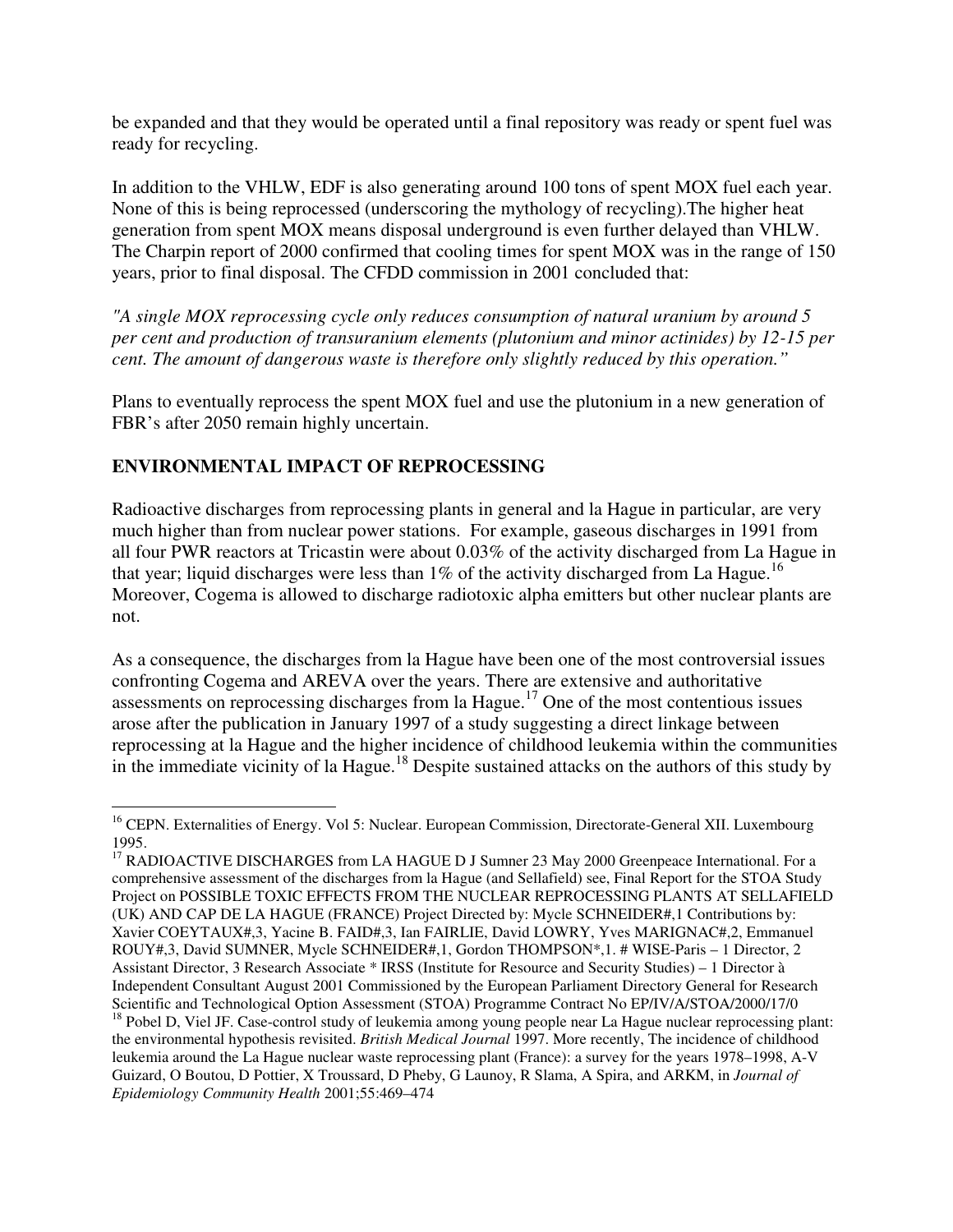be expanded and that they would be operated until a final repository was ready or spent fuel was ready for recycling.

In addition to the VHLW, EDF is also generating around 100 tons of spent MOX fuel each year. None of this is being reprocessed (underscoring the mythology of recycling).The higher heat generation from spent MOX means disposal underground is even further delayed than VHLW. The Charpin report of 2000 confirmed that cooling times for spent MOX was in the range of 150 years, prior to final disposal. The CFDD commission in 2001 concluded that:

*"A single MOX reprocessing cycle only reduces consumption of natural uranium by around 5 per cent and production of transuranium elements (plutonium and minor actinides) by 12-15 per cent. The amount of dangerous waste is therefore only slightly reduced by this operation."*

Plans to eventually reprocess the spent MOX fuel and use the plutonium in a new generation of FBR's after 2050 remain highly uncertain.

## ENVIRONMENTAL IMPACT OF REPROCESSING

Radioactive discharges from reprocessing plants in general and la Hague in particular, are very much higher than from nuclear power stations. For example, gaseous discharges in 1991 from all four PWR reactors at Tricastin were about 0.03% of the activity discharged from La Hague in that year; liquid discharges were less than 1% of the activity discharged from La Hague.[16] Moreover, Cogema is allowed to discharge radiotoxic alpha emitters but other nuclear plants are not.

As a consequence, the discharges from la Hague have been one of the most controversial issues confronting Cogema and AREVA over the years. There are extensive and authoritative assessments on reprocessing discharges from la Hague.[17] One of the most contentious issues arose after the publication in January 1997 of a study suggesting a direct linkage between reprocessing at la Hague and the higher incidence of childhood leukemia within the communities in the immediate vicinity of la Hague.[18] Despite sustained attacks on the authors of this study by

---

[16] CEPN. Externalities of Energy. Vol 5: Nuclear. European Commission, Directorate-General XII. Luxembourg 1995.

[17] RADIOACTIVE DISCHARGES from LA HAGUE D J Sumner 23 May 2000 Greenpeace International. For a comprehensive assessment of the discharges from la Hague (and Sellafield) see, Final Report for the STOA Study Project on POSSIBLE TOXIC EFFECTS FROM THE NUCLEAR REPROCESSING PLANTS AT SELLAFIELD (UK) AND CAP DE LA HAGUE (FRANCE) Project Directed by: Mycle SCHNEIDER#,1 Contributions by: Xavier COEYTAUX#,3, Yacine B. FAID#,3, Ian FAIRLIE, David LOWRY, Yves MARIGNAC#,2, Emmanuel ROUY#,3, David SUMNER, Mycle SCHNEIDER#,1, Gordon THOMPSON*,1. # WISE-Paris – 1 Director, 2 Assistant Director, 3 Research Associate * IRSS (Institute for Resource and Security Studies) – 1 Director à Independent Consultant August 2001 Commissioned by the European Parliament Directory General for Research Scientific and Technological Option Assessment (STOA) Programme Contract No EP/IV/A/STOA/2000/17/0

[18] Pobel D, Viel JF. Case-control study of leukemia among young people near La Hague nuclear reprocessing plant: the environmental hypothesis revisited. *British Medical Journal* 1997. More recently, The incidence of childhood leukemia around the La Hague nuclear waste reprocessing plant (France): a survey for the years 1978–1998, A-V Guizard, O Boutou, D Pottier, X Troussard, D Pheby, G Launoy, R Slama, A Spira, and ARKM, in *Journal of Epidemiology Community Health* 2001;55:469–474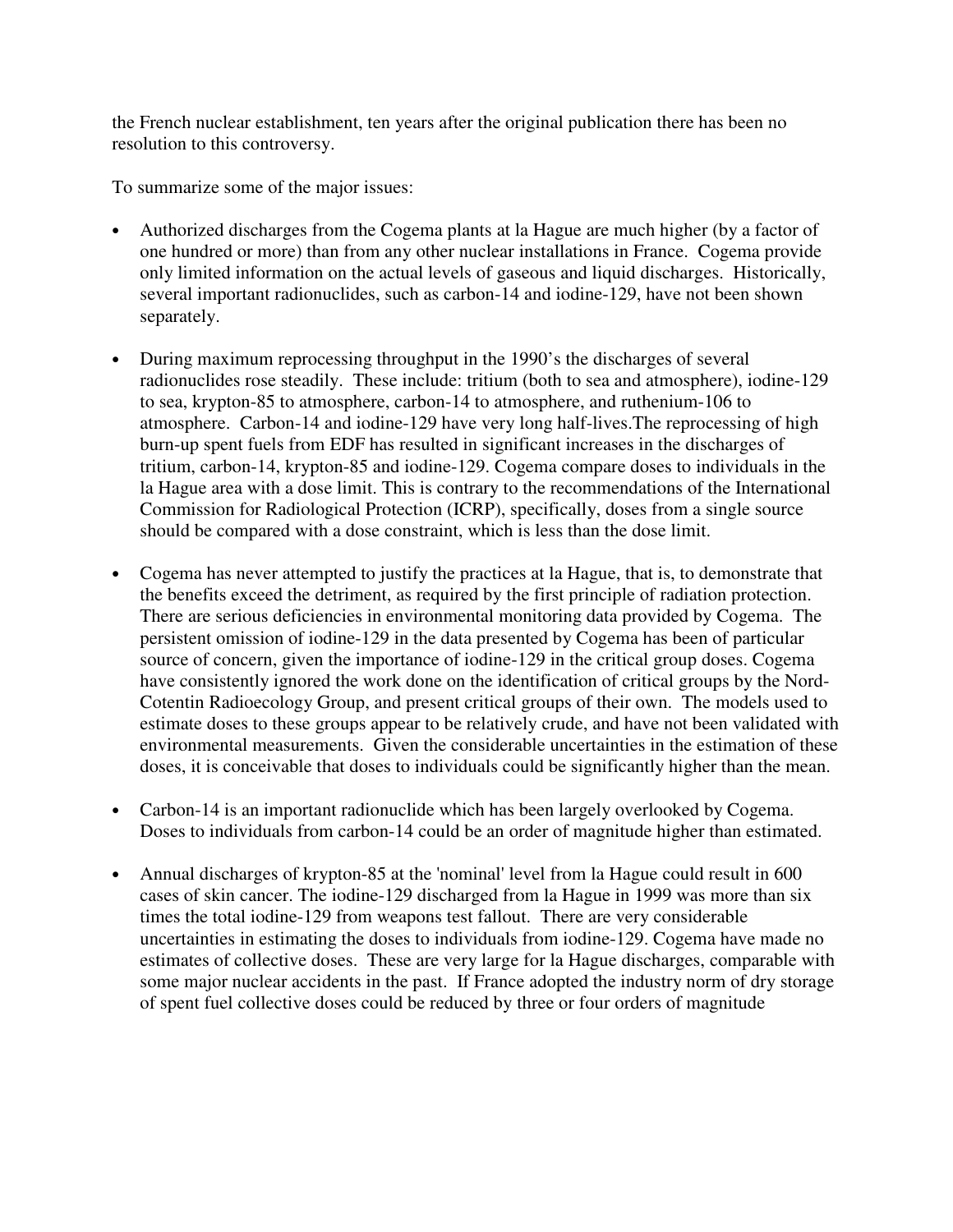the French nuclear establishment, ten years after the original publication there has been no resolution to this controversy.

To summarize some of the major issues:

- Authorized discharges from the Cogema plants at la Hague are much higher (by a factor of one hundred or more) than from any other nuclear installations in France. Cogema provide only limited information on the actual levels of gaseous and liquid discharges. Historically, several important radionuclides, such as carbon-14 and iodine-129, have not been shown separately.

- During maximum reprocessing throughput in the 1990's the discharges of several radionuclides rose steadily. These include: tritium (both to sea and atmosphere), iodine-129 to sea, krypton-85 to atmosphere, carbon-14 to atmosphere, and ruthenium-106 to atmosphere. Carbon-14 and iodine-129 have very long half-lives.The reprocessing of high burn-up spent fuels from EDF has resulted in significant increases in the discharges of tritium, carbon-14, krypton-85 and iodine-129. Cogema compare doses to individuals in the la Hague area with a dose limit. This is contrary to the recommendations of the International Commission for Radiological Protection (ICRP), specifically, doses from a single source should be compared with a dose constraint, which is less than the dose limit.

- Cogema has never attempted to justify the practices at la Hague, that is, to demonstrate that the benefits exceed the detriment, as required by the first principle of radiation protection. There are serious deficiencies in environmental monitoring data provided by Cogema. The persistent omission of iodine-129 in the data presented by Cogema has been of particular source of concern, given the importance of iodine-129 in the critical group doses. Cogema have consistently ignored the work done on the identification of critical groups by the Nord-Cotentin Radioecology Group, and present critical groups of their own. The models used to estimate doses to these groups appear to be relatively crude, and have not been validated with environmental measurements. Given the considerable uncertainties in the estimation of these doses, it is conceivable that doses to individuals could be significantly higher than the mean.

- Carbon-14 is an important radionuclide which has been largely overlooked by Cogema. Doses to individuals from carbon-14 could be an order of magnitude higher than estimated.

- Annual discharges of krypton-85 at the 'nominal' level from la Hague could result in 600 cases of skin cancer. The iodine-129 discharged from la Hague in 1999 was more than six times the total iodine-129 from weapons test fallout. There are very considerable uncertainties in estimating the doses to individuals from iodine-129. Cogema have made no estimates of collective doses. These are very large for la Hague discharges, comparable with some major nuclear accidents in the past. If France adopted the industry norm of dry storage of spent fuel collective doses could be reduced by three or four orders of magnitude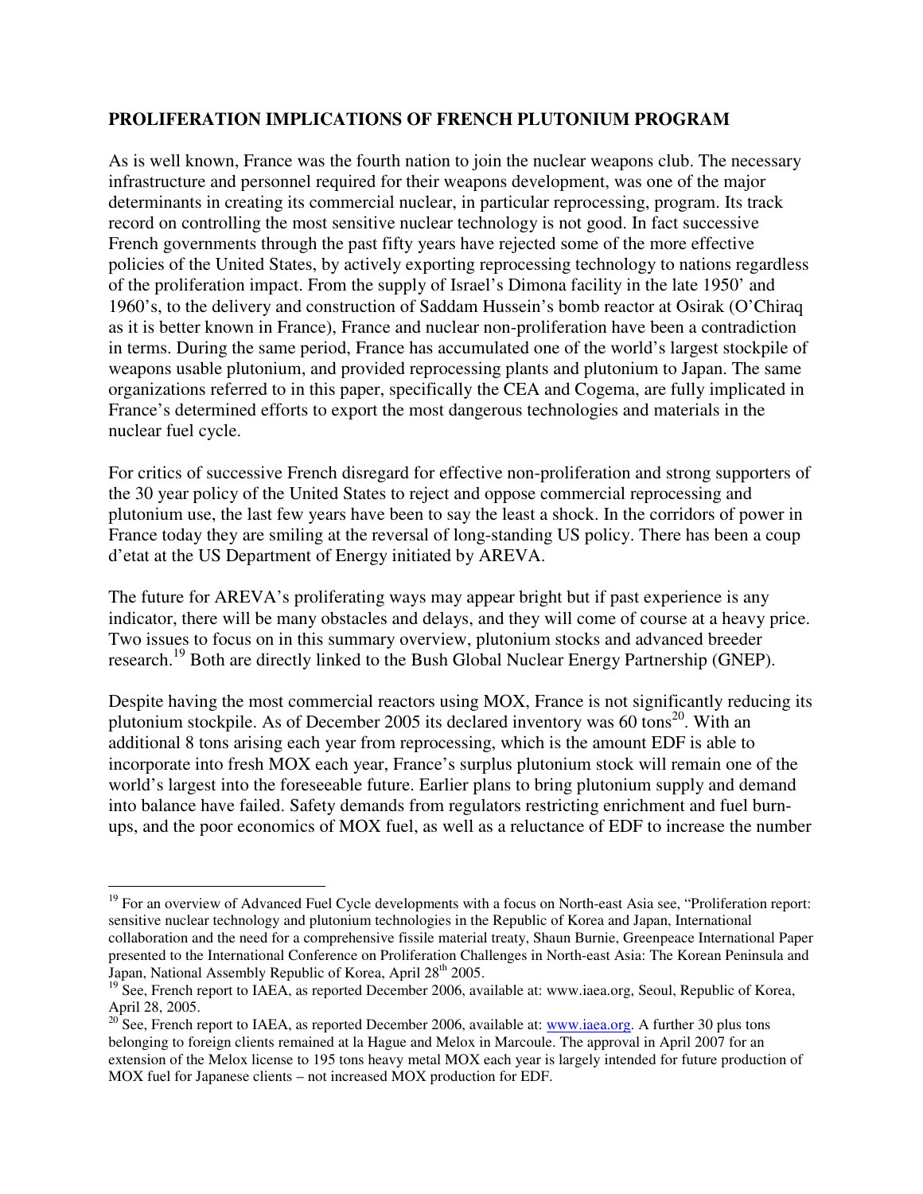**PROLIFERATION IMPLICATIONS OF FRENCH PLUTONIUM PROGRAM**

As is well known, France was the fourth nation to join the nuclear weapons club. The necessary infrastructure and personnel required for their weapons development, was one of the major determinants in creating its commercial nuclear, in particular reprocessing, program. Its track record on controlling the most sensitive nuclear technology is not good. In fact successive French governments through the past fifty years have rejected some of the more effective policies of the United States, by actively exporting reprocessing technology to nations regardless of the proliferation impact. From the supply of Israel's Dimona facility in the late 1950' and 1960's, to the delivery and construction of Saddam Hussein's bomb reactor at Osirak (O'Chiraq as it is better known in France), France and nuclear non-proliferation have been a contradiction in terms. During the same period, France has accumulated one of the world's largest stockpile of weapons usable plutonium, and provided reprocessing plants and plutonium to Japan. The same organizations referred to in this paper, specifically the CEA and Cogema, are fully implicated in France's determined efforts to export the most dangerous technologies and materials in the nuclear fuel cycle.

For critics of successive French disregard for effective non-proliferation and strong supporters of the 30 year policy of the United States to reject and oppose commercial reprocessing and plutonium use, the last few years have been to say the least a shock. In the corridors of power in France today they are smiling at the reversal of long-standing US policy. There has been a coup d'etat at the US Department of Energy initiated by AREVA.

The future for AREVA's proliferating ways may appear bright but if past experience is any indicator, there will be many obstacles and delays, and they will come of course at a heavy price. Two issues to focus on in this summary overview, plutonium stocks and advanced breeder research.[19] Both are directly linked to the Bush Global Nuclear Energy Partnership (GNEP).

Despite having the most commercial reactors using MOX, France is not significantly reducing its plutonium stockpile. As of December 2005 its declared inventory was 60 tons[20]. With an additional 8 tons arising each year from reprocessing, which is the amount EDF is able to incorporate into fresh MOX each year, France's surplus plutonium stock will remain one of the world's largest into the foreseeable future. Earlier plans to bring plutonium supply and demand into balance have failed. Safety demands from regulators restricting enrichment and fuel burn-ups, and the poor economics of MOX fuel, as well as a reluctance of EDF to increase the number

---

[19] For an overview of Advanced Fuel Cycle developments with a focus on North-east Asia see, "Proliferation report: sensitive nuclear technology and plutonium technologies in the Republic of Korea and Japan, International collaboration and the need for a comprehensive fissile material treaty, Shaun Burnie, Greenpeace International Paper presented to the International Conference on Proliferation Challenges in North-east Asia: The Korean Peninsula and Japan, National Assembly Republic of Korea, April 28th 2005.

[19] See, French report to IAEA, as reported December 2006, available at: www.iaea.org, Seoul, Republic of Korea, April 28, 2005.

[20] See, French report to IAEA, as reported December 2006, available at: www.iaea.org. A further 30 plus tons belonging to foreign clients remained at la Hague and Melox in Marcoule. The approval in April 2007 for an extension of the Melox license to 195 tons heavy metal MOX each year is largely intended for future production of MOX fuel for Japanese clients – not increased MOX production for EDF.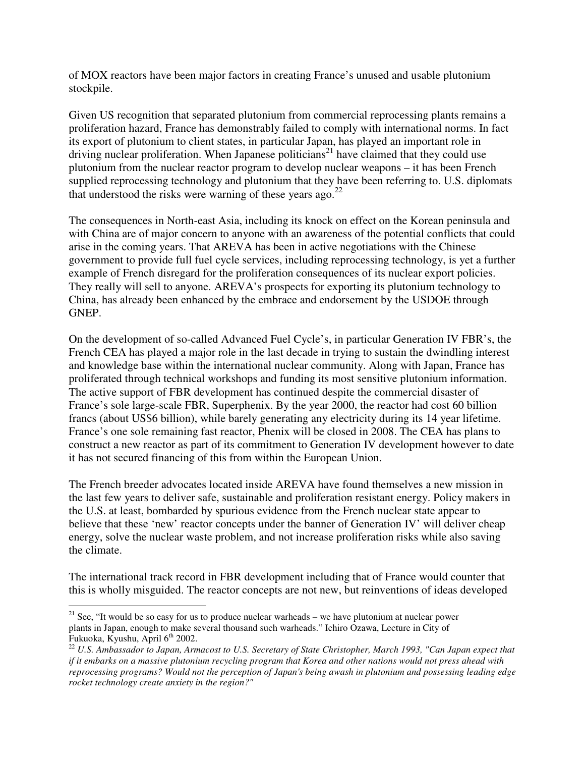of MOX reactors have been major factors in creating France's unused and usable plutonium stockpile.

Given US recognition that separated plutonium from commercial reprocessing plants remains a proliferation hazard, France has demonstrably failed to comply with international norms. In fact its export of plutonium to client states, in particular Japan, has played an important role in driving nuclear proliferation. When Japanese politicians[21] have claimed that they could use plutonium from the nuclear reactor program to develop nuclear weapons – it has been French supplied reprocessing technology and plutonium that they have been referring to. U.S. diplomats that understood the risks were warning of these years ago.[22]

The consequences in North-east Asia, including its knock on effect on the Korean peninsula and with China are of major concern to anyone with an awareness of the potential conflicts that could arise in the coming years. That AREVA has been in active negotiations with the Chinese government to provide full fuel cycle services, including reprocessing technology, is yet a further example of French disregard for the proliferation consequences of its nuclear export policies. They really will sell to anyone. AREVA's prospects for exporting its plutonium technology to China, has already been enhanced by the embrace and endorsement by the USDOE through GNEP.

On the development of so-called Advanced Fuel Cycle's, in particular Generation IV FBR's, the French CEA has played a major role in the last decade in trying to sustain the dwindling interest and knowledge base within the international nuclear community. Along with Japan, France has proliferated through technical workshops and funding its most sensitive plutonium information. The active support of FBR development has continued despite the commercial disaster of France's sole large-scale FBR, Superphenix. By the year 2000, the reactor had cost 60 billion francs (about US$6 billion), while barely generating any electricity during its 14 year lifetime. France's one sole remaining fast reactor, Phenix will be closed in 2008. The CEA has plans to construct a new reactor as part of its commitment to Generation IV development however to date it has not secured financing of this from within the European Union.

The French breeder advocates located inside AREVA have found themselves a new mission in the last few years to deliver safe, sustainable and proliferation resistant energy. Policy makers in the U.S. at least, bombarded by spurious evidence from the French nuclear state appear to believe that these 'new' reactor concepts under the banner of Generation IV' will deliver cheap energy, solve the nuclear waste problem, and not increase proliferation risks while also saving the climate.

The international track record in FBR development including that of France would counter that this is wholly misguided. The reactor concepts are not new, but reinventions of ideas developed

---

[21] See, "It would be so easy for us to produce nuclear warheads – we have plutonium at nuclear power plants in Japan, enough to make several thousand such warheads." Ichiro Ozawa, Lecture in City of Fukuoka, Kyushu, April 6th 2002.

[22] *U.S. Ambassador to Japan, Armacost to U.S. Secretary of State Christopher, March 1993, "Can Japan expect that if it embarks on a massive plutonium recycling program that Korea and other nations would not press ahead with reprocessing programs? Would not the perception of Japan's being awash in plutonium and possessing leading edge rocket technology create anxiety in the region?"*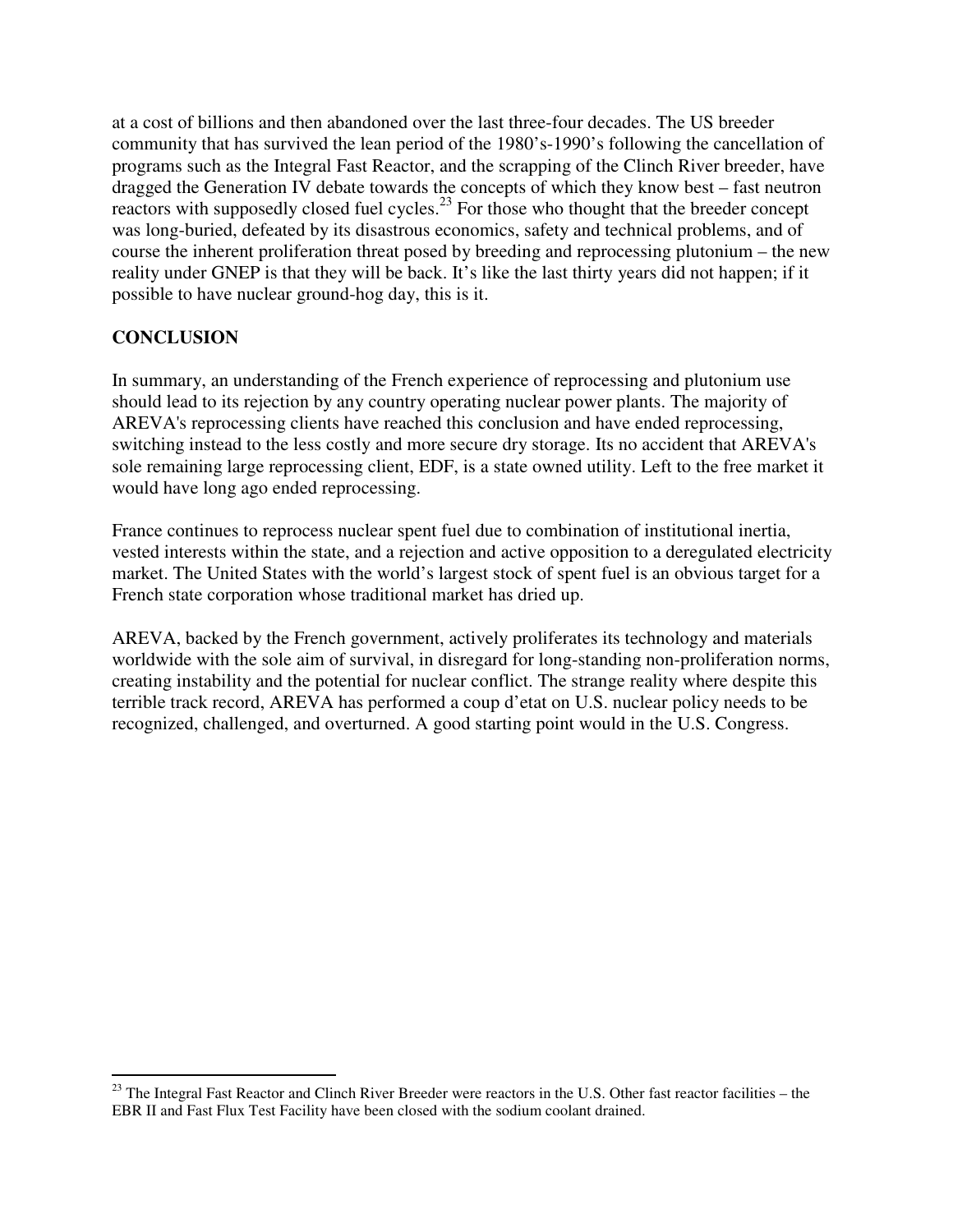at a cost of billions and then abandoned over the last three-four decades. The US breeder community that has survived the lean period of the 1980's-1990's following the cancellation of programs such as the Integral Fast Reactor, and the scrapping of the Clinch River breeder, have dragged the Generation IV debate towards the concepts of which they know best – fast neutron reactors with supposedly closed fuel cycles.[23] For those who thought that the breeder concept was long-buried, defeated by its disastrous economics, safety and technical problems, and of course the inherent proliferation threat posed by breeding and reprocessing plutonium – the new reality under GNEP is that they will be back. It's like the last thirty years did not happen; if it possible to have nuclear ground-hog day, this is it.

## CONCLUSION

In summary, an understanding of the French experience of reprocessing and plutonium use should lead to its rejection by any country operating nuclear power plants. The majority of AREVA's reprocessing clients have reached this conclusion and have ended reprocessing, switching instead to the less costly and more secure dry storage. Its no accident that AREVA's sole remaining large reprocessing client, EDF, is a state owned utility. Left to the free market it would have long ago ended reprocessing.

France continues to reprocess nuclear spent fuel due to combination of institutional inertia, vested interests within the state, and a rejection and active opposition to a deregulated electricity market. The United States with the world's largest stock of spent fuel is an obvious target for a French state corporation whose traditional market has dried up.

AREVA, backed by the French government, actively proliferates its technology and materials worldwide with the sole aim of survival, in disregard for long-standing non-proliferation norms, creating instability and the potential for nuclear conflict. The strange reality where despite this terrible track record, AREVA has performed a coup d'etat on U.S. nuclear policy needs to be recognized, challenged, and overturned. A good starting point would in the U.S. Congress.

---

[23] The Integral Fast Reactor and Clinch River Breeder were reactors in the U.S. Other fast reactor facilities – the EBR II and Fast Flux Test Facility have been closed with the sodium coolant drained.